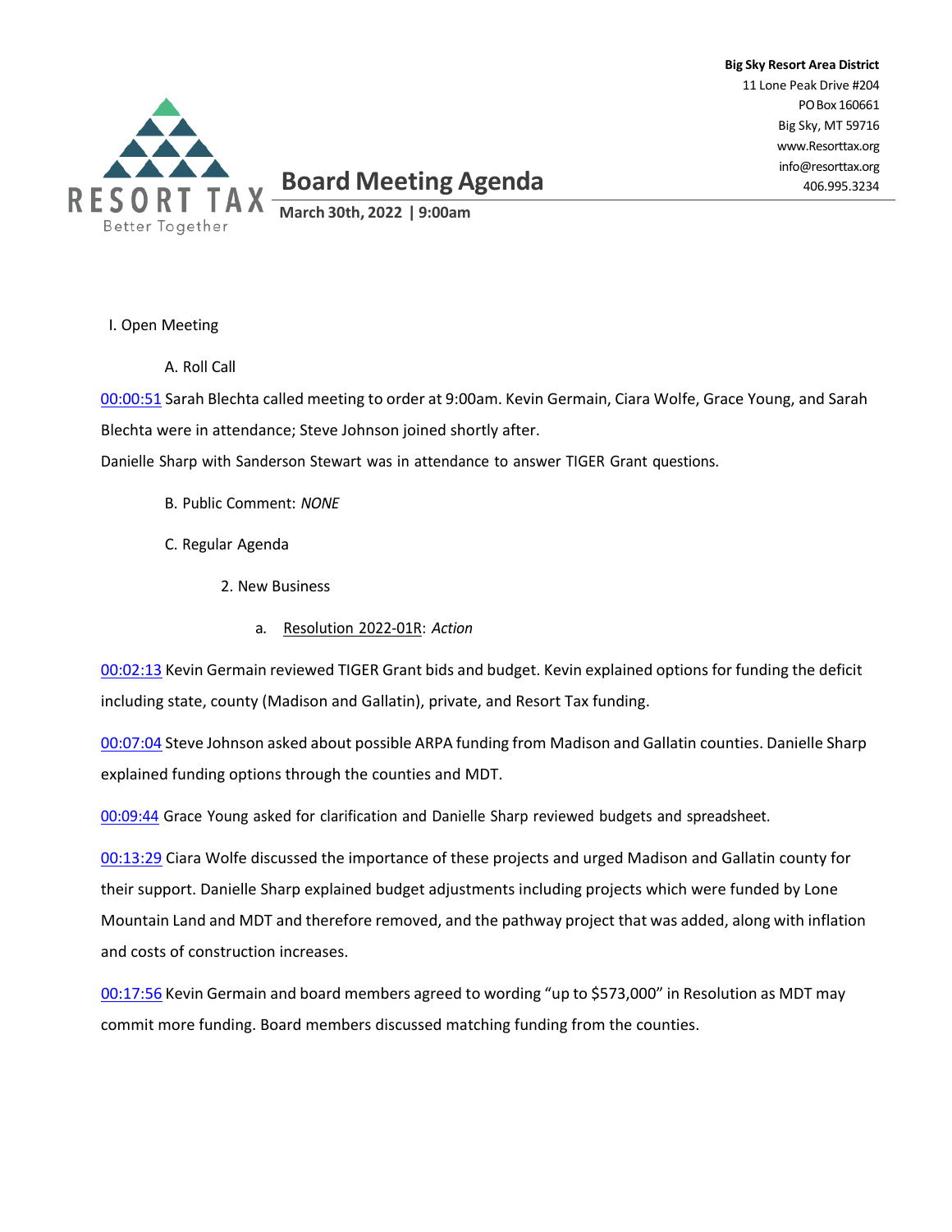Big Sky Resort Area District
11 Lone Peak Drive #204
PO Box 160661
Big Sky, MT 59716
www.Resorttax.org
info@resorttax.org
406.995.3234

RESORT TAX
Better Together

# Board Meeting Agenda

**March 30th, 2022 | 9:00am**

I. Open Meeting

A. Roll Call

00:00:51 Sarah Blechta called meeting to order at 9:00am. Kevin Germain, Ciara Wolfe, Grace Young, and Sarah Blechta were in attendance; Steve Johnson joined shortly after.

Danielle Sharp with Sanderson Stewart was in attendance to answer TIGER Grant questions.

B. Public Comment: *NONE*

C. Regular Agenda

2. New Business

a. Resolution 2022-01R: *Action*

00:02:13 Kevin Germain reviewed TIGER Grant bids and budget. Kevin explained options for funding the deficit including state, county (Madison and Gallatin), private, and Resort Tax funding.

00:07:04 Steve Johnson asked about possible ARPA funding from Madison and Gallatin counties. Danielle Sharp explained funding options through the counties and MDT.

00:09:44 Grace Young asked for clarification and Danielle Sharp reviewed budgets and spreadsheet.

00:13:29 Ciara Wolfe discussed the importance of these projects and urged Madison and Gallatin county for their support. Danielle Sharp explained budget adjustments including projects which were funded by Lone Mountain Land and MDT and therefore removed, and the pathway project that was added, along with inflation and costs of construction increases.

00:17:56 Kevin Germain and board members agreed to wording "up to $573,000" in Resolution as MDT may commit more funding. Board members discussed matching funding from the counties.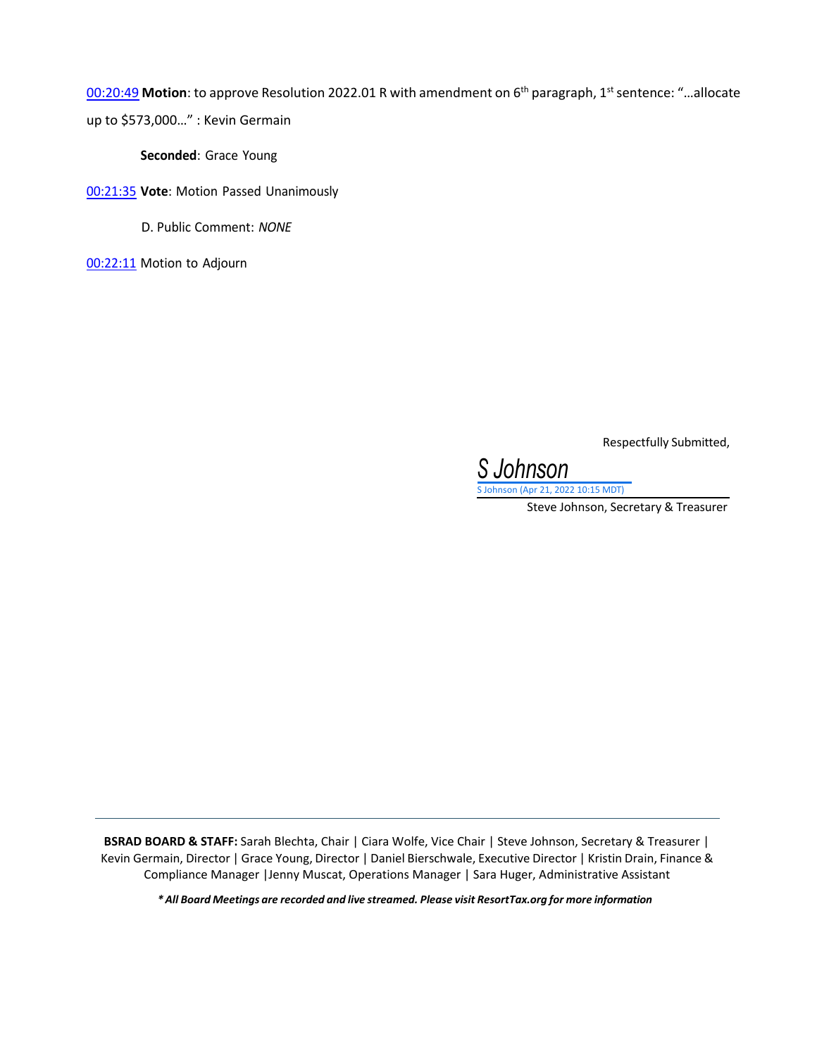00:20:49 **Motion**: to approve Resolution 2022.01 R with amendment on 6th paragraph, 1st sentence: "…allocate up to $573,000…" : Kevin Germain

**Seconded**: Grace Young

00:21:35 **Vote**: Motion Passed Unanimously

D. Public Comment: *NONE*

00:22:11 Motion to Adjourn

Respectfully Submitted,

S Johnson
S Johnson (Apr 21, 2022 10:15 MDT)

Steve Johnson, Secretary & Treasurer

**BSRAD BOARD & STAFF:** Sarah Blechta, Chair | Ciara Wolfe, Vice Chair | Steve Johnson, Secretary & Treasurer | Kevin Germain, Director | Grace Young, Director | Daniel Bierschwale, Executive Director | Kristin Drain, Finance & Compliance Manager |Jenny Muscat, Operations Manager | Sara Huger, Administrative Assistant

***\* All Board Meetings are recorded and live streamed. Please visit ResortTax.org for more information***